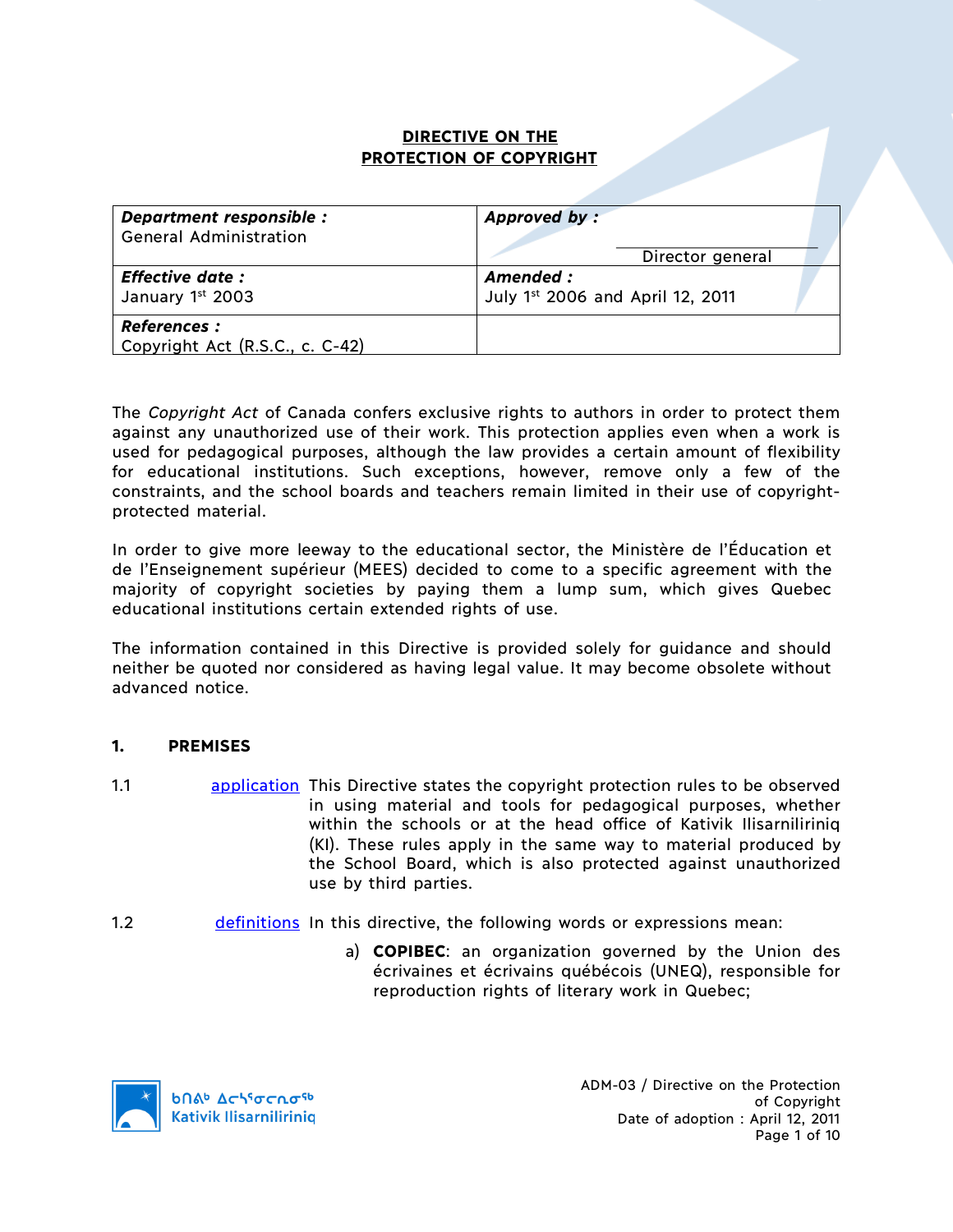# DIRECTIVE ON THE PROTECTION OF COPYRIGHT

| **Department responsible :** General Administration | **Approved by :** Director general |
|---|---|
| **Effective date :** January 1st 2003 | **Amended :** July 1st 2006 and April 12, 2011 |
| **References :** Copyright Act (R.S.C., c. C-42) | |

The *Copyright Act* of Canada confers exclusive rights to authors in order to protect them against any unauthorized use of their work. This protection applies even when a work is used for pedagogical purposes, although the law provides a certain amount of flexibility for educational institutions. Such exceptions, however, remove only a few of the constraints, and the school boards and teachers remain limited in their use of copyright-protected material.

In order to give more leeway to the educational sector, the Ministère de l'Éducation et de l'Enseignement supérieur (MEES) decided to come to a specific agreement with the majority of copyright societies by paying them a lump sum, which gives Quebec educational institutions certain extended rights of use.

The information contained in this Directive is provided solely for guidance and should neither be quoted nor considered as having legal value. It may become obsolete without advanced notice.

## 1. PREMISES

1.1 application — This Directive states the copyright protection rules to be observed in using material and tools for pedagogical purposes, whether within the schools or at the head office of Kativik Ilisarniliriniq (KI). These rules apply in the same way to material produced by the School Board, which is also protected against unauthorized use by third parties.

1.2 definitions — In this directive, the following words or expressions mean:

a) **COPIBEC**: an organization governed by the Union des écrivaines et écrivains québécois (UNEQ), responsible for reproduction rights of literary work in Quebec;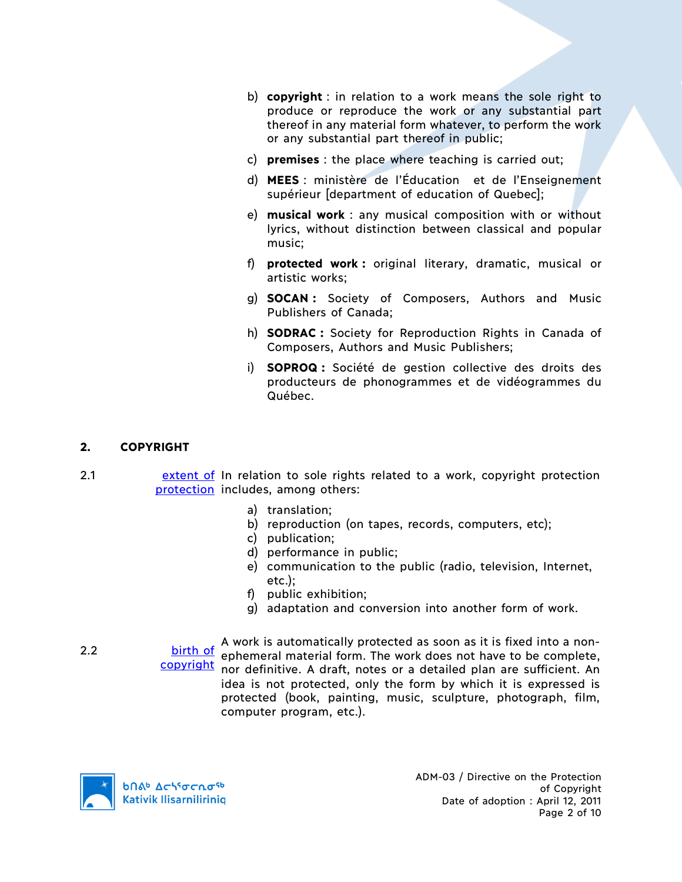b) **copyright** : in relation to a work means the sole right to produce or reproduce the work or any substantial part thereof in any material form whatever, to perform the work or any substantial part thereof in public;

c) **premises** : the place where teaching is carried out;

d) **MEES** : ministère de l'Éducation et de l'Enseignement supérieur [department of education of Quebec];

e) **musical work** : any musical composition with or without lyrics, without distinction between classical and popular music;

f) **protected work :** original literary, dramatic, musical or artistic works;

g) **SOCAN :** Society of Composers, Authors and Music Publishers of Canada;

h) **SODRAC :** Society for Reproduction Rights in Canada of Composers, Authors and Music Publishers;

i) **SOPROQ :** Société de gestion collective des droits des producteurs de phonogrammes et de vidéogrammes du Québec.

## 2. COPYRIGHT

2.1 extent of protection

In relation to sole rights related to a work, copyright protection includes, among others:

a) translation;
b) reproduction (on tapes, records, computers, etc);
c) publication;
d) performance in public;
e) communication to the public (radio, television, Internet, etc.);
f) public exhibition;
g) adaptation and conversion into another form of work.

2.2 birth of copyright

A work is automatically protected as soon as it is fixed into a non-ephemeral material form. The work does not have to be complete, nor definitive. A draft, notes or a detailed plan are sufficient. An idea is not protected, only the form by which it is expressed is protected (book, painting, music, sculpture, photograph, film, computer program, etc.).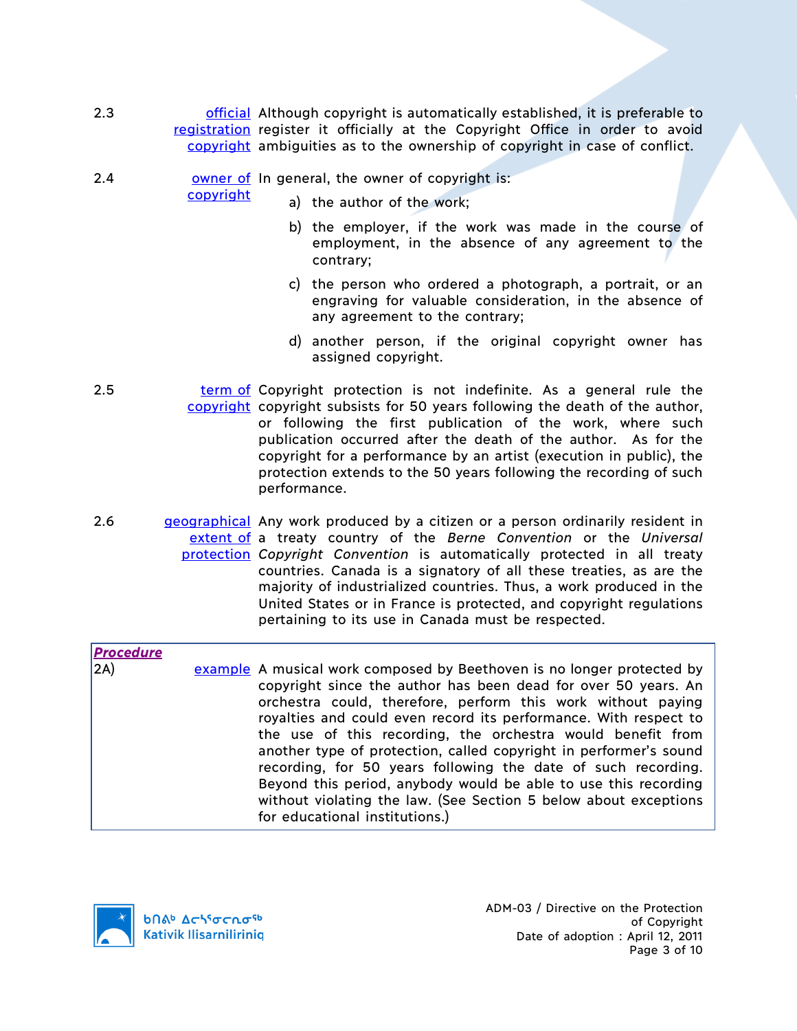2.3 **official registration copyright** — Although copyright is automatically established, it is preferable to register it officially at the Copyright Office in order to avoid ambiguities as to the ownership of copyright in case of conflict.

2.4 **owner of copyright** — In general, the owner of copyright is:

a) the author of the work;

b) the employer, if the work was made in the course of employment, in the absence of any agreement to the contrary;

c) the person who ordered a photograph, a portrait, or an engraving for valuable consideration, in the absence of any agreement to the contrary;

d) another person, if the original copyright owner has assigned copyright.

2.5 **term of copyright** — Copyright protection is not indefinite. As a general rule the copyright subsists for 50 years following the death of the author, or following the first publication of the work, where such publication occurred after the death of the author. As for the copyright for a performance by an artist (execution in public), the protection extends to the 50 years following the recording of such performance.

2.6 **geographical extent of protection** — Any work produced by a citizen or a person ordinarily resident in a treaty country of the *Berne Convention* or the *Universal Copyright Convention* is automatically protected in all treaty countries. Canada is a signatory of all these treaties, as are the majority of industrialized countries. Thus, a work produced in the United States or in France is protected, and copyright regulations pertaining to its use in Canada must be respected.

***Procedure***

2A) **example** — A musical work composed by Beethoven is no longer protected by copyright since the author has been dead for over 50 years. An orchestra could, therefore, perform this work without paying royalties and could even record its performance. With respect to the use of this recording, the orchestra would benefit from another type of protection, called copyright in performer's sound recording, for 50 years following the date of such recording. Beyond this period, anybody would be able to use this recording without violating the law. (See Section 5 below about exceptions for educational institutions.)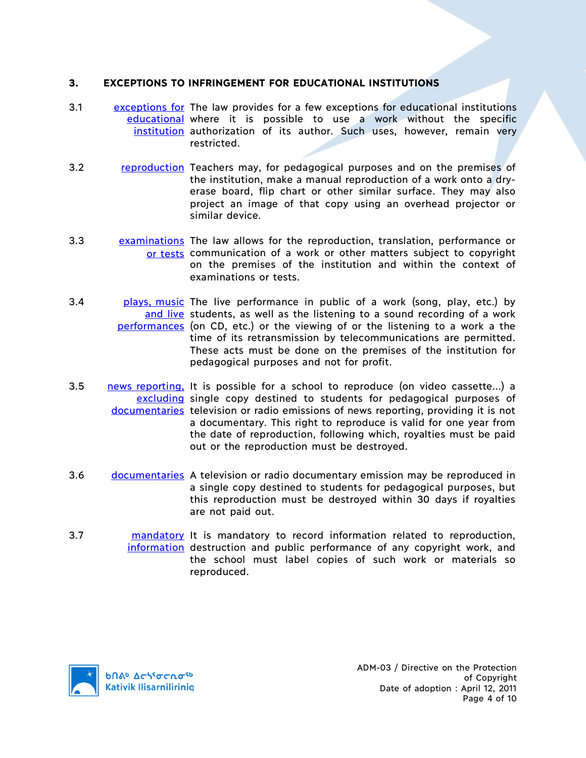## 3. EXCEPTIONS TO INFRINGEMENT FOR EDUCATIONAL INSTITUTIONS

3.1 **exceptions for educational institution** The law provides for a few exceptions for educational institutions where it is possible to use a work without the specific authorization of its author. Such uses, however, remain very restricted.

3.2 **reproduction** Teachers may, for pedagogical purposes and on the premises of the institution, make a manual reproduction of a work onto a dry-erase board, flip chart or other similar surface. They may also project an image of that copy using an overhead projector or similar device.

3.3 **examinations or tests** The law allows for the reproduction, translation, performance or communication of a work or other matters subject to copyright on the premises of the institution and within the context of examinations or tests.

3.4 **plays, music and live performances** The live performance in public of a work (song, play, etc.) by students, as well as the listening to a sound recording of a work (on CD, etc.) or the viewing of or the listening to a work a the time of its retransmission by telecommunications are permitted. These acts must be done on the premises of the institution for pedagogical purposes and not for profit.

3.5 **news reporting, excluding documentaries** It is possible for a school to reproduce (on video cassette…) a single copy destined to students for pedagogical purposes of television or radio emissions of news reporting, providing it is not a documentary. This right to reproduce is valid for one year from the date of reproduction, following which, royalties must be paid out or the reproduction must be destroyed.

3.6 **documentaries** A television or radio documentary emission may be reproduced in a single copy destined to students for pedagogical purposes, but this reproduction must be destroyed within 30 days if royalties are not paid out.

3.7 **mandatory information** It is mandatory to record information related to reproduction, destruction and public performance of any copyright work, and the school must label copies of such work or materials so reproduced.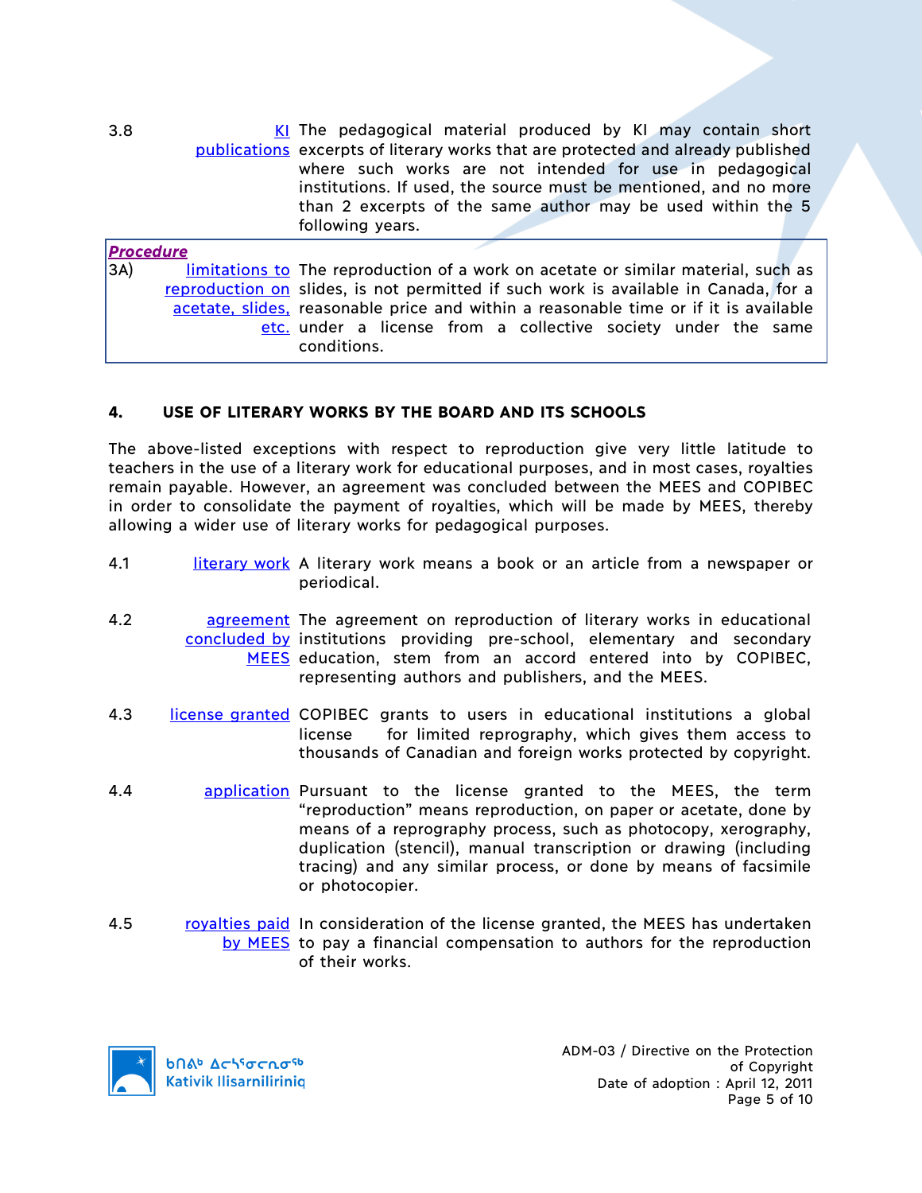3.8 **KI publications** The pedagogical material produced by KI may contain short excerpts of literary works that are protected and already published where such works are not intended for use in pedagogical institutions. If used, the source must be mentioned, and no more than 2 excerpts of the same author may be used within the 5 following years.

> ***Procedure***
>
> 3A) **limitations to reproduction on acetate, slides, etc.** The reproduction of a work on acetate or similar material, such as slides, is not permitted if such work is available in Canada, for a reasonable price and within a reasonable time or if it is available under a license from a collective society under the same conditions.

## 4. USE OF LITERARY WORKS BY THE BOARD AND ITS SCHOOLS

The above-listed exceptions with respect to reproduction give very little latitude to teachers in the use of a literary work for educational purposes, and in most cases, royalties remain payable. However, an agreement was concluded between the MEES and COPIBEC in order to consolidate the payment of royalties, which will be made by MEES, thereby allowing a wider use of literary works for pedagogical purposes.

4.1 **literary work** A literary work means a book or an article from a newspaper or periodical.

4.2 **agreement concluded by MEES** The agreement on reproduction of literary works in educational institutions providing pre-school, elementary and secondary education, stem from an accord entered into by COPIBEC, representing authors and publishers, and the MEES.

4.3 **license granted** COPIBEC grants to users in educational institutions a global license for limited reprography, which gives them access to thousands of Canadian and foreign works protected by copyright.

4.4 **application** Pursuant to the license granted to the MEES, the term "reproduction" means reproduction, on paper or acetate, done by means of a reprography process, such as photocopy, xerography, duplication (stencil), manual transcription or drawing (including tracing) and any similar process, or done by means of facsimile or photocopier.

4.5 **royalties paid by MEES** In consideration of the license granted, the MEES has undertaken to pay a financial compensation to authors for the reproduction of their works.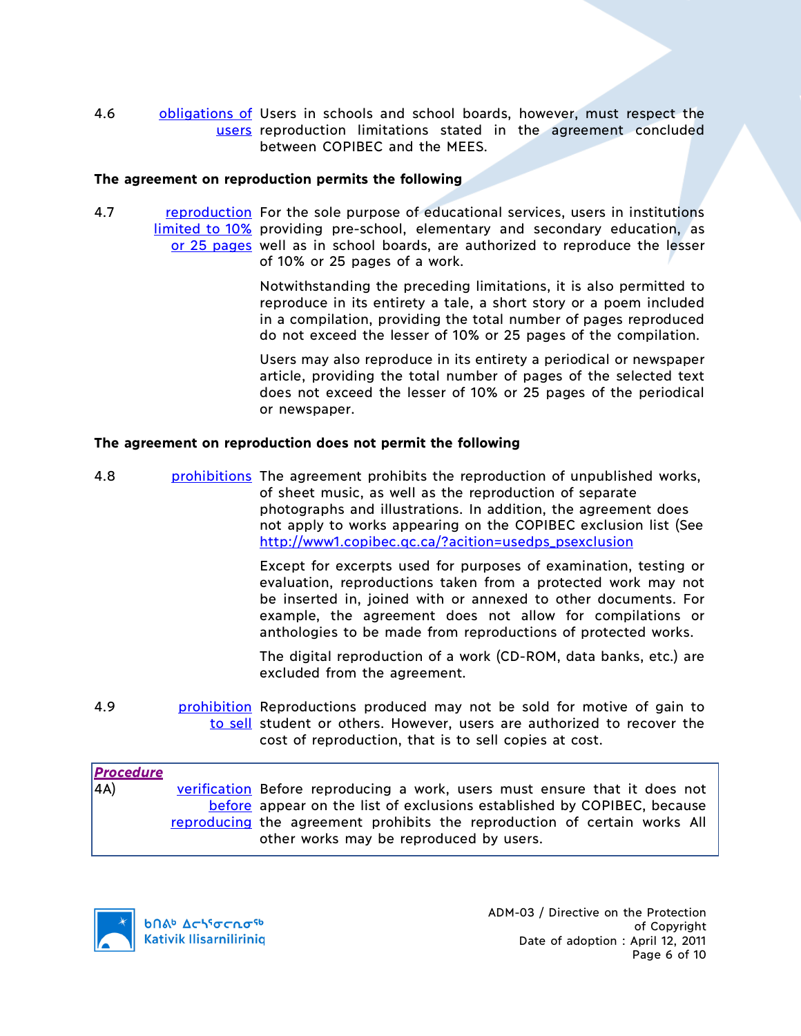4.6 **obligations of users** Users in schools and school boards, however, must respect the reproduction limitations stated in the agreement concluded between COPIBEC and the MEES.

**The agreement on reproduction permits the following**

4.7 **reproduction limited to 10% or 25 pages** For the sole purpose of educational services, users in institutions providing pre-school, elementary and secondary education, as well as in school boards, are authorized to reproduce the lesser of 10% or 25 pages of a work.

Notwithstanding the preceding limitations, it is also permitted to reproduce in its entirety a tale, a short story or a poem included in a compilation, providing the total number of pages reproduced do not exceed the lesser of 10% or 25 pages of the compilation.

Users may also reproduce in its entirety a periodical or newspaper article, providing the total number of pages of the selected text does not exceed the lesser of 10% or 25 pages of the periodical or newspaper.

**The agreement on reproduction does not permit the following**

4.8 **prohibitions** The agreement prohibits the reproduction of unpublished works, of sheet music, as well as the reproduction of separate photographs and illustrations. In addition, the agreement does not apply to works appearing on the COPIBEC exclusion list (See http://www1.copibec.qc.ca/?acition=usedps_psexclusion

Except for excerpts used for purposes of examination, testing or evaluation, reproductions taken from a protected work may not be inserted in, joined with or annexed to other documents. For example, the agreement does not allow for compilations or anthologies to be made from reproductions of protected works.

The digital reproduction of a work (CD-ROM, data banks, etc.) are excluded from the agreement.

4.9 **prohibition to sell** Reproductions produced may not be sold for motive of gain to student or others. However, users are authorized to recover the cost of reproduction, that is to sell copies at cost.

***Procedure***

4A) **verification before reproducing** Before reproducing a work, users must ensure that it does not appear on the list of exclusions established by COPIBEC, because the agreement prohibits the reproduction of certain works All other works may be reproduced by users.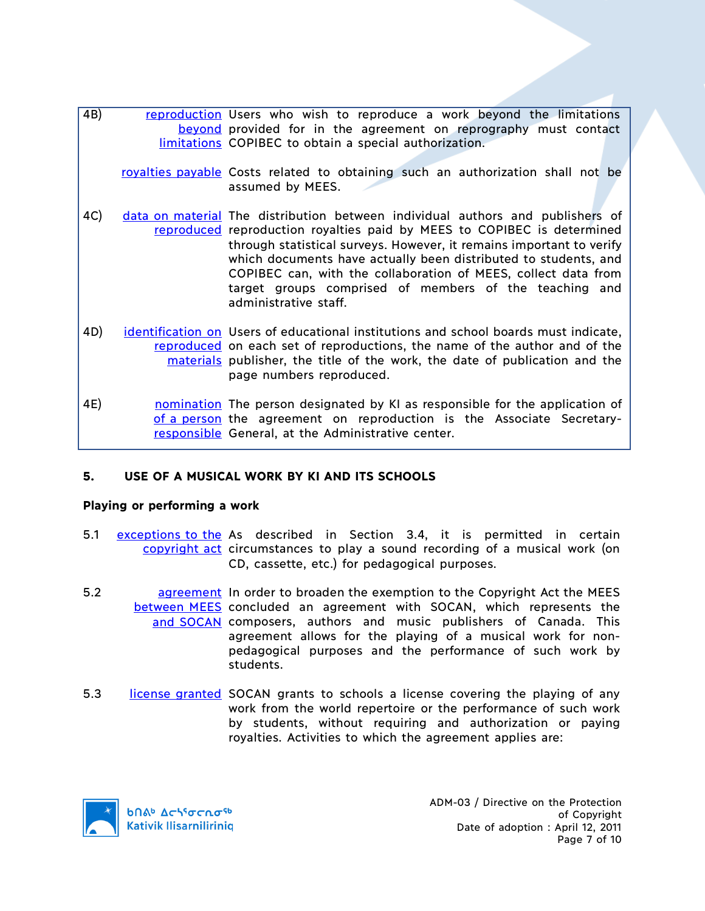| | | |
|---|---|---|
| 4B) | reproduction beyond limitations | Users who wish to reproduce a work beyond the limitations provided for in the agreement on reprography must contact COPIBEC to obtain a special authorization. |
| | royalties payable | Costs related to obtaining such an authorization shall not be assumed by MEES. |
| 4C) | data on material reproduced | The distribution between individual authors and publishers of reproduction royalties paid by MEES to COPIBEC is determined through statistical surveys. However, it remains important to verify which documents have actually been distributed to students, and COPIBEC can, with the collaboration of MEES, collect data from target groups comprised of members of the teaching and administrative staff. |
| 4D) | identification on reproduced materials | Users of educational institutions and school boards must indicate, on each set of reproductions, the name of the author and of the publisher, the title of the work, the date of publication and the page numbers reproduced. |
| 4E) | nomination of a person responsible | The person designated by KI as responsible for the application of the agreement on reproduction is the Associate Secretary-General, at the Administrative center. |

## 5. USE OF A MUSICAL WORK BY KI AND ITS SCHOOLS

**Playing or performing a work**

5.1 exceptions to the copyright act — As described in Section 3.4, it is permitted in certain circumstances to play a sound recording of a musical work (on CD, cassette, etc.) for pedagogical purposes.

5.2 agreement between MEES and SOCAN — In order to broaden the exemption to the Copyright Act the MEES concluded an agreement with SOCAN, which represents the composers, authors and music publishers of Canada. This agreement allows for the playing of a musical work for non-pedagogical purposes and the performance of such work by students.

5.3 license granted — SOCAN grants to schools a license covering the playing of any work from the world repertoire or the performance of such work by students, without requiring and authorization or paying royalties. Activities to which the agreement applies are: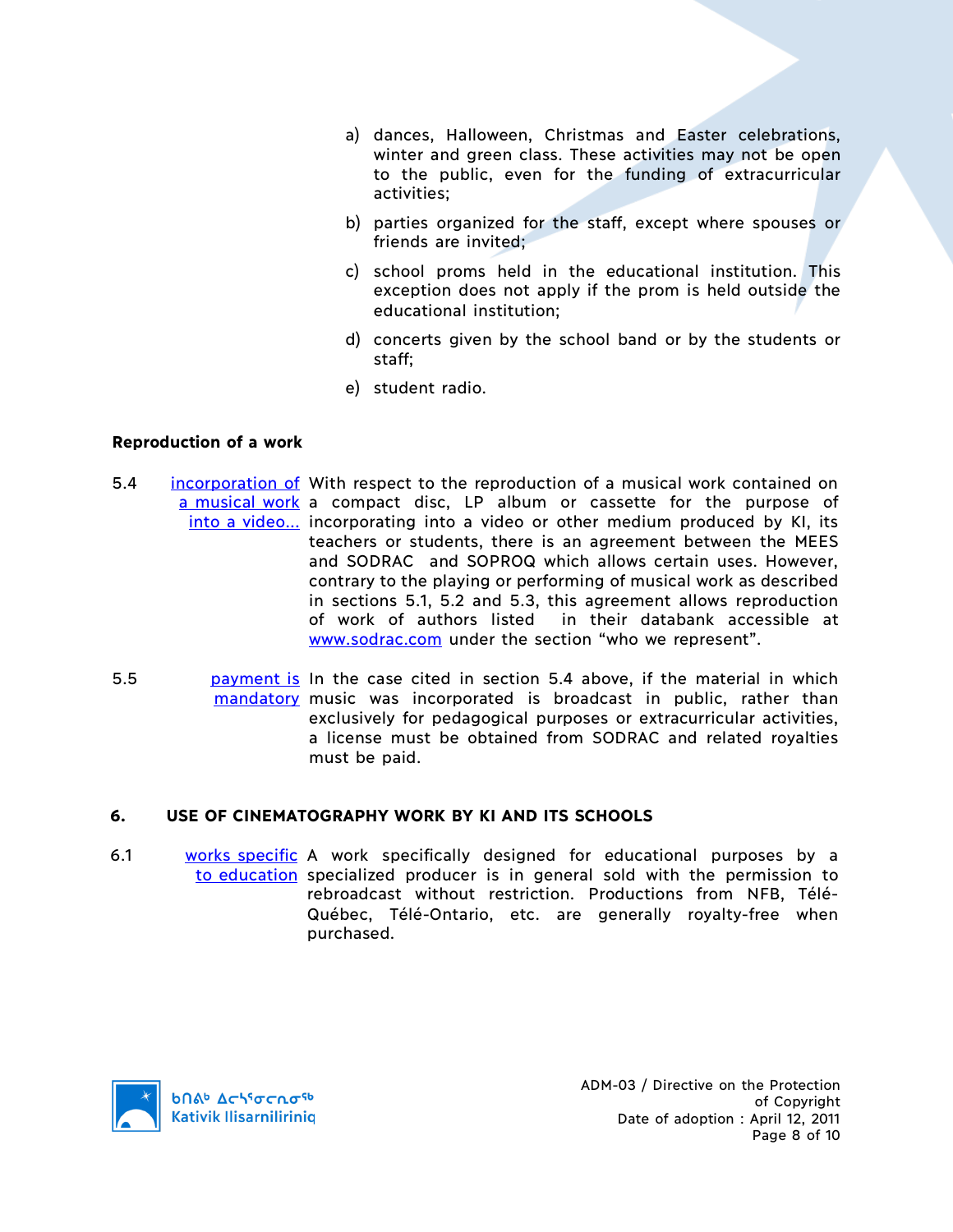a) dances, Halloween, Christmas and Easter celebrations, winter and green class. These activities may not be open to the public, even for the funding of extracurricular activities;

b) parties organized for the staff, except where spouses or friends are invited;

c) school proms held in the educational institution. This exception does not apply if the prom is held outside the educational institution;

d) concerts given by the school band or by the students or staff;

e) student radio.

**Reproduction of a work**

5.4 incorporation of a musical work into a video... With respect to the reproduction of a musical work contained on a compact disc, LP album or cassette for the purpose of incorporating into a video or other medium produced by KI, its teachers or students, there is an agreement between the MEES and SODRAC and SOPROQ which allows certain uses. However, contrary to the playing or performing of musical work as described in sections 5.1, 5.2 and 5.3, this agreement allows reproduction of work of authors listed in their databank accessible at www.sodrac.com under the section “who we represent”.

5.5 payment is mandatory In the case cited in section 5.4 above, if the material in which music was incorporated is broadcast in public, rather than exclusively for pedagogical purposes or extracurricular activities, a license must be obtained from SODRAC and related royalties must be paid.

## 6. USE OF CINEMATOGRAPHY WORK BY KI AND ITS SCHOOLS

6.1 works specific to education A work specifically designed for educational purposes by a specialized producer is in general sold with the permission to rebroadcast without restriction. Productions from NFB, Télé-Québec, Télé-Ontario, etc. are generally royalty-free when purchased.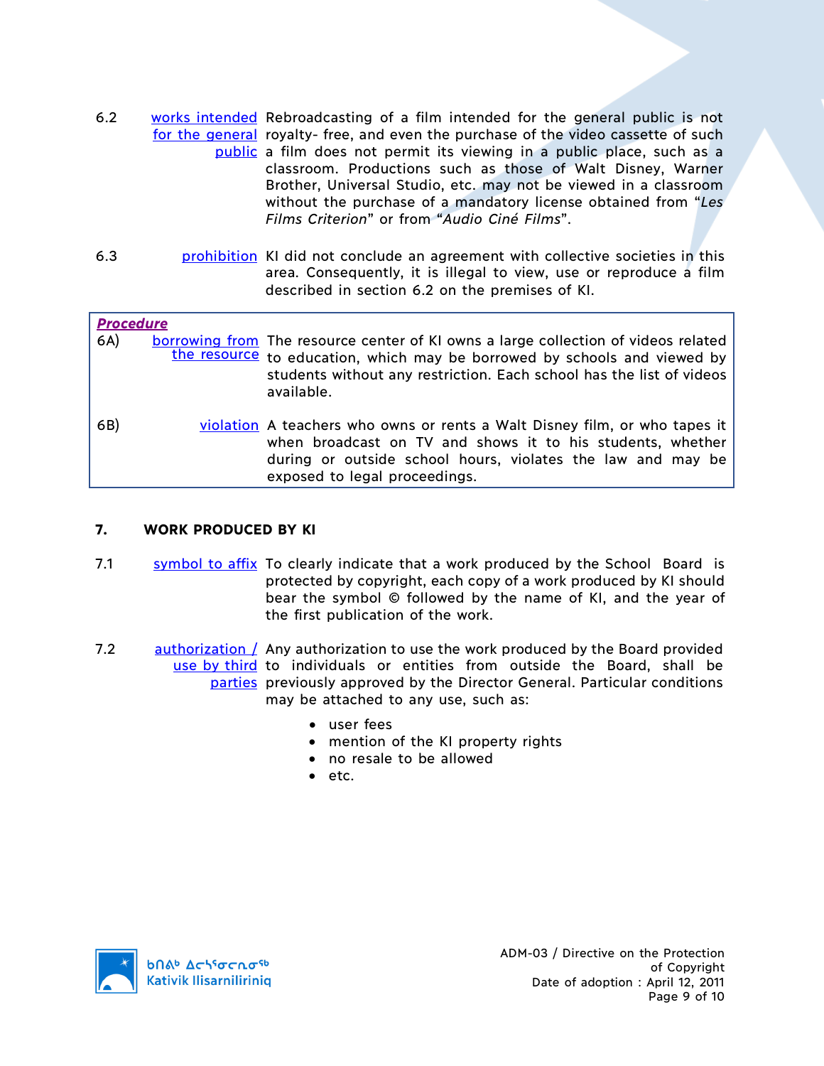6.2 works intended for the general public — Rebroadcasting of a film intended for the general public is not royalty- free, and even the purchase of the video cassette of such a film does not permit its viewing in a public place, such as a classroom. Productions such as those of Walt Disney, Warner Brother, Universal Studio, etc. may not be viewed in a classroom without the purchase of a mandatory license obtained from "*Les Films Criterion*" or from "*Audio Ciné Films*".

6.3 prohibition — KI did not conclude an agreement with collective societies in this area. Consequently, it is illegal to view, use or reproduce a film described in section 6.2 on the premises of KI.

***Procedure***

6A) borrowing from the resource — The resource center of KI owns a large collection of videos related to education, which may be borrowed by schools and viewed by students without any restriction. Each school has the list of videos available.

6B) violation — A teachers who owns or rents a Walt Disney film, or who tapes it when broadcast on TV and shows it to his students, whether during or outside school hours, violates the law and may be exposed to legal proceedings.

## 7. WORK PRODUCED BY KI

7.1 symbol to affix — To clearly indicate that a work produced by the School Board is protected by copyright, each copy of a work produced by KI should bear the symbol © followed by the name of KI, and the year of the first publication of the work.

7.2 authorization / use by third parties — Any authorization to use the work produced by the Board provided to individuals or entities from outside the Board, shall be previously approved by the Director General. Particular conditions may be attached to any use, such as:

- user fees
- mention of the KI property rights
- no resale to be allowed
- etc.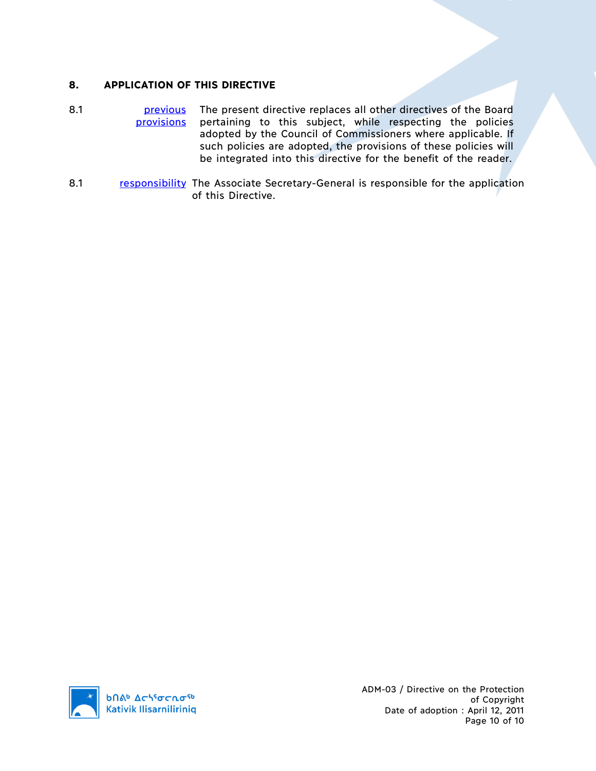## 8. APPLICATION OF THIS DIRECTIVE

8.1 [previous provisions] The present directive replaces all other directives of the Board pertaining to this subject, while respecting the policies adopted by the Council of Commissioners where applicable. If such policies are adopted, the provisions of these policies will be integrated into this directive for the benefit of the reader.

8.1 [responsibility] The Associate Secretary-General is responsible for the application of this Directive.